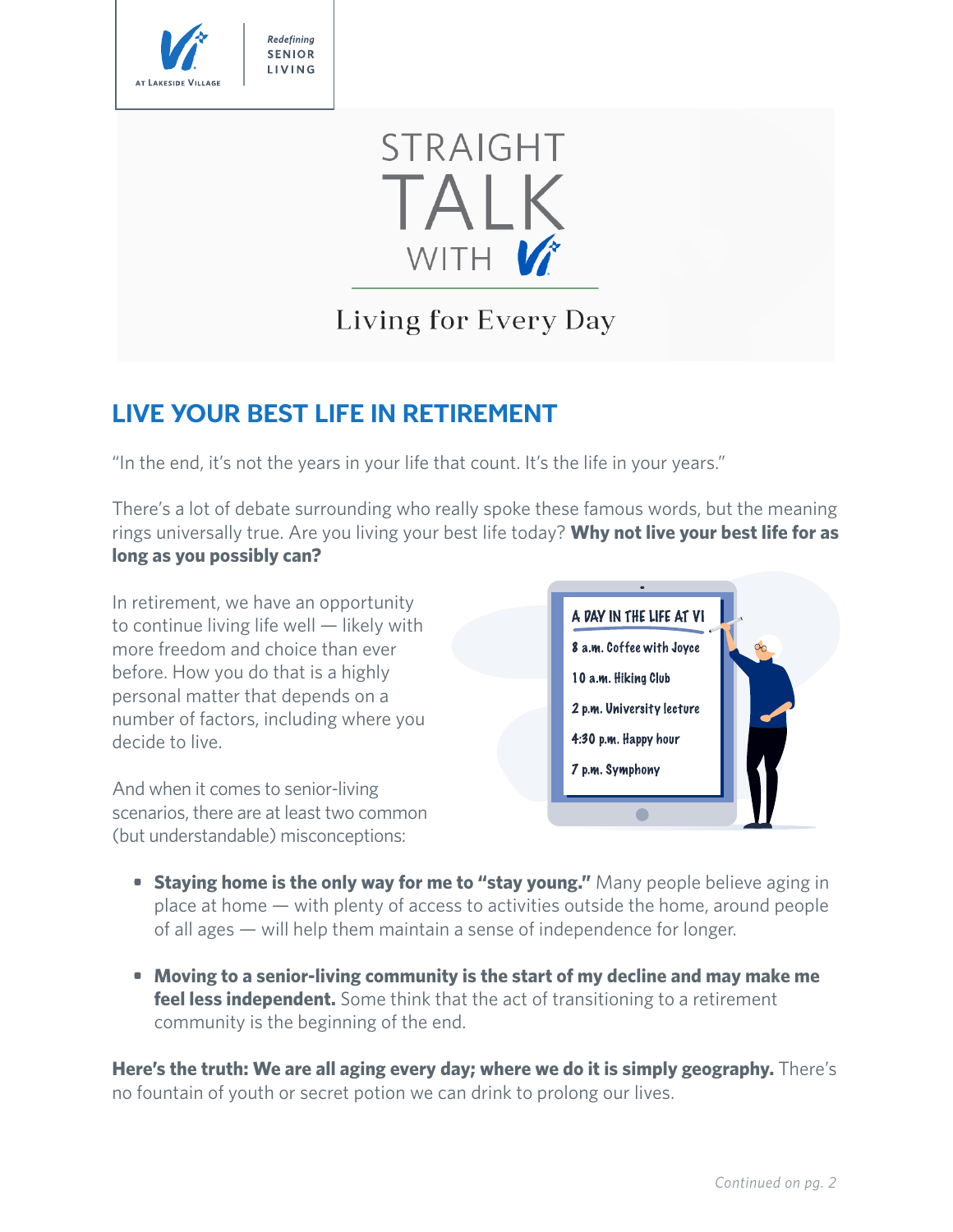Redefining SENIOR LIVING

AT LAKESIDE VILLAGE

# STRAIGHT TALK WITH Vi

## Living for Every Day

## LIVE YOUR BEST LIFE IN RETIREMENT

"In the end, it's not the years in your life that count. It's the life in your years."

There's a lot of debate surrounding who really spoke these famous words, but the meaning rings universally true. Are you living your best life today? **Why not live your best life for as long as you possibly can?**

In retirement, we have an opportunity to continue living life well — likely with more freedom and choice than ever before. How you do that is a highly personal matter that depends on a number of factors, including where you decide to live.

A DAY IN THE LIFE AT VI

- 8 a.m. Coffee with Joyce
- 10 a.m. Hiking Club
- 2 p.m. University lecture
- 4:30 p.m. Happy hour
- 7 p.m. Symphony

And when it comes to senior-living scenarios, there are at least two common (but understandable) misconceptions:

- **Staying home is the only way for me to "stay young."** Many people believe aging in place at home — with plenty of access to activities outside the home, around people of all ages — will help them maintain a sense of independence for longer.
- **Moving to a senior-living community is the start of my decline and may make me feel less independent.** Some think that the act of transitioning to a retirement community is the beginning of the end.

**Here's the truth: We are all aging every day; where we do it is simply geography.** There's no fountain of youth or secret potion we can drink to prolong our lives.

*Continued on pg. 2*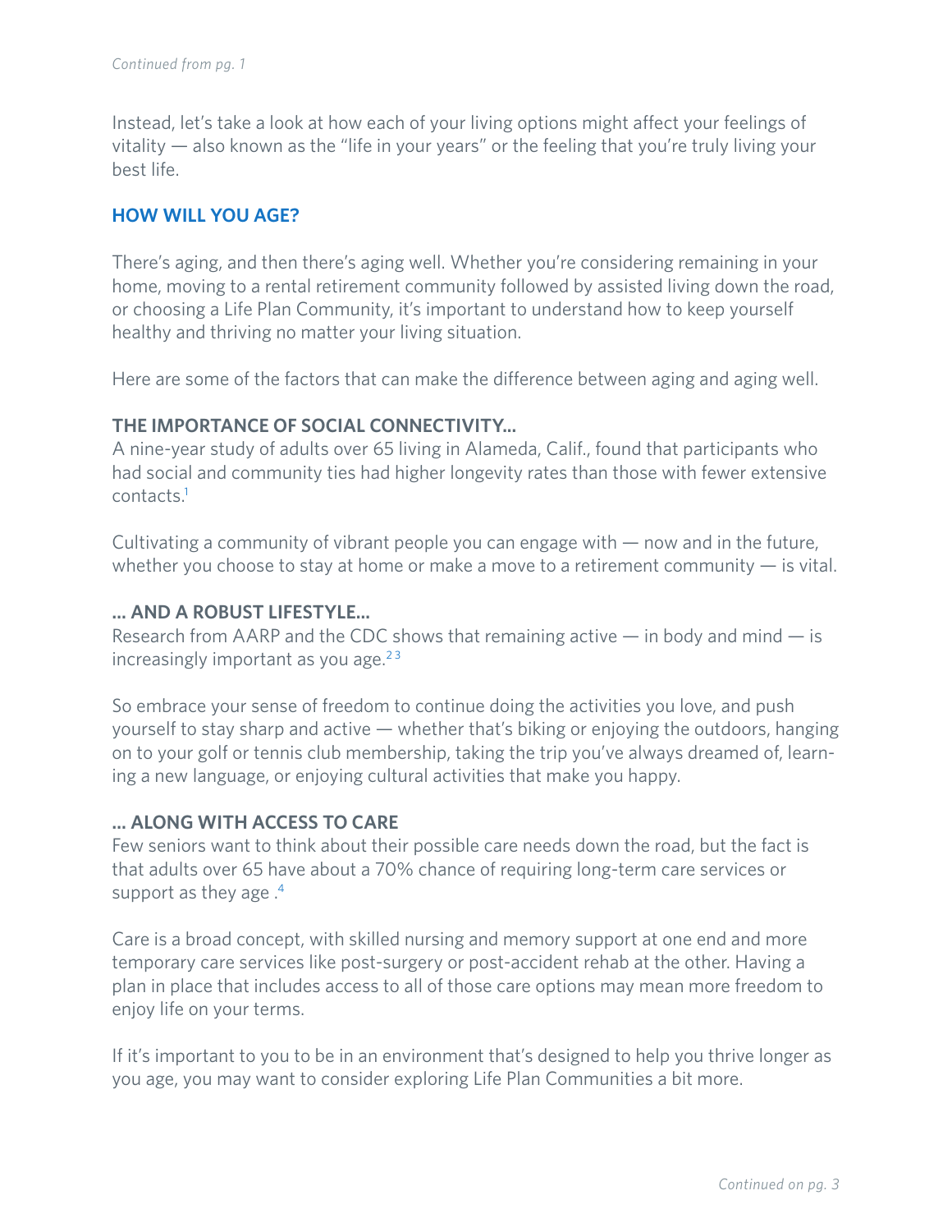*Continued from pg. 1*

Instead, let's take a look at how each of your living options might affect your feelings of vitality — also known as the "life in your years" or the feeling that you're truly living your best life.

## HOW WILL YOU AGE?

There's aging, and then there's aging well. Whether you're considering remaining in your home, moving to a rental retirement community followed by assisted living down the road, or choosing a Life Plan Community, it's important to understand how to keep yourself healthy and thriving no matter your living situation.

Here are some of the factors that can make the difference between aging and aging well.

### THE IMPORTANCE OF SOCIAL CONNECTIVITY...

A nine-year study of adults over 65 living in Alameda, Calif., found that participants who had social and community ties had higher longevity rates than those with fewer extensive contacts.[1]

Cultivating a community of vibrant people you can engage with — now and in the future, whether you choose to stay at home or make a move to a retirement community — is vital.

### ... AND A ROBUST LIFESTYLE...

Research from AARP and the CDC shows that remaining active — in body and mind — is increasingly important as you age.[2,3]

So embrace your sense of freedom to continue doing the activities you love, and push yourself to stay sharp and active — whether that's biking or enjoying the outdoors, hanging on to your golf or tennis club membership, taking the trip you've always dreamed of, learning a new language, or enjoying cultural activities that make you happy.

### ... ALONG WITH ACCESS TO CARE

Few seniors want to think about their possible care needs down the road, but the fact is that adults over 65 have about a 70% chance of requiring long-term care services or support as they age .[4]

Care is a broad concept, with skilled nursing and memory support at one end and more temporary care services like post-surgery or post-accident rehab at the other. Having a plan in place that includes access to all of those care options may mean more freedom to enjoy life on your terms.

If it's important to you to be in an environment that's designed to help you thrive longer as you age, you may want to consider exploring Life Plan Communities a bit more.

*Continued on pg. 3*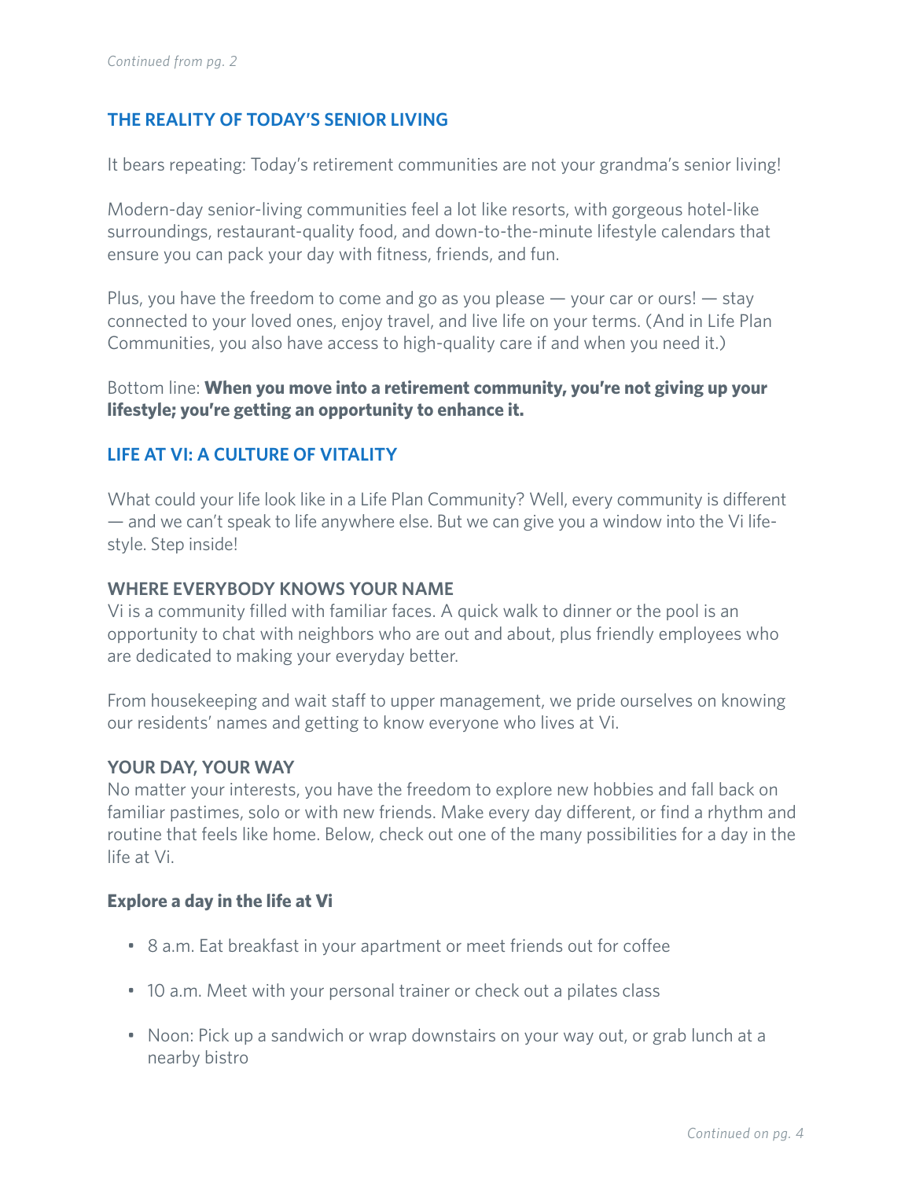*Continued from pg. 2*

## THE REALITY OF TODAY'S SENIOR LIVING

It bears repeating: Today's retirement communities are not your grandma's senior living!

Modern-day senior-living communities feel a lot like resorts, with gorgeous hotel-like surroundings, restaurant-quality food, and down-to-the-minute lifestyle calendars that ensure you can pack your day with fitness, friends, and fun.

Plus, you have the freedom to come and go as you please — your car or ours! — stay connected to your loved ones, enjoy travel, and live life on your terms. (And in Life Plan Communities, you also have access to high-quality care if and when you need it.)

Bottom line: **When you move into a retirement community, you're not giving up your lifestyle; you're getting an opportunity to enhance it.**

## LIFE AT VI: A CULTURE OF VITALITY

What could your life look like in a Life Plan Community? Well, every community is different — and we can't speak to life anywhere else. But we can give you a window into the Vi life-style. Step inside!

### WHERE EVERYBODY KNOWS YOUR NAME

Vi is a community filled with familiar faces. A quick walk to dinner or the pool is an opportunity to chat with neighbors who are out and about, plus friendly employees who are dedicated to making your everyday better.

From housekeeping and wait staff to upper management, we pride ourselves on knowing our residents' names and getting to know everyone who lives at Vi.

### YOUR DAY, YOUR WAY

No matter your interests, you have the freedom to explore new hobbies and fall back on familiar pastimes, solo or with new friends. Make every day different, or find a rhythm and routine that feels like home. Below, check out one of the many possibilities for a day in the life at Vi.

**Explore a day in the life at Vi**

- 8 a.m. Eat breakfast in your apartment or meet friends out for coffee
- 10 a.m. Meet with your personal trainer or check out a pilates class
- Noon: Pick up a sandwich or wrap downstairs on your way out, or grab lunch at a nearby bistro

*Continued on pg. 4*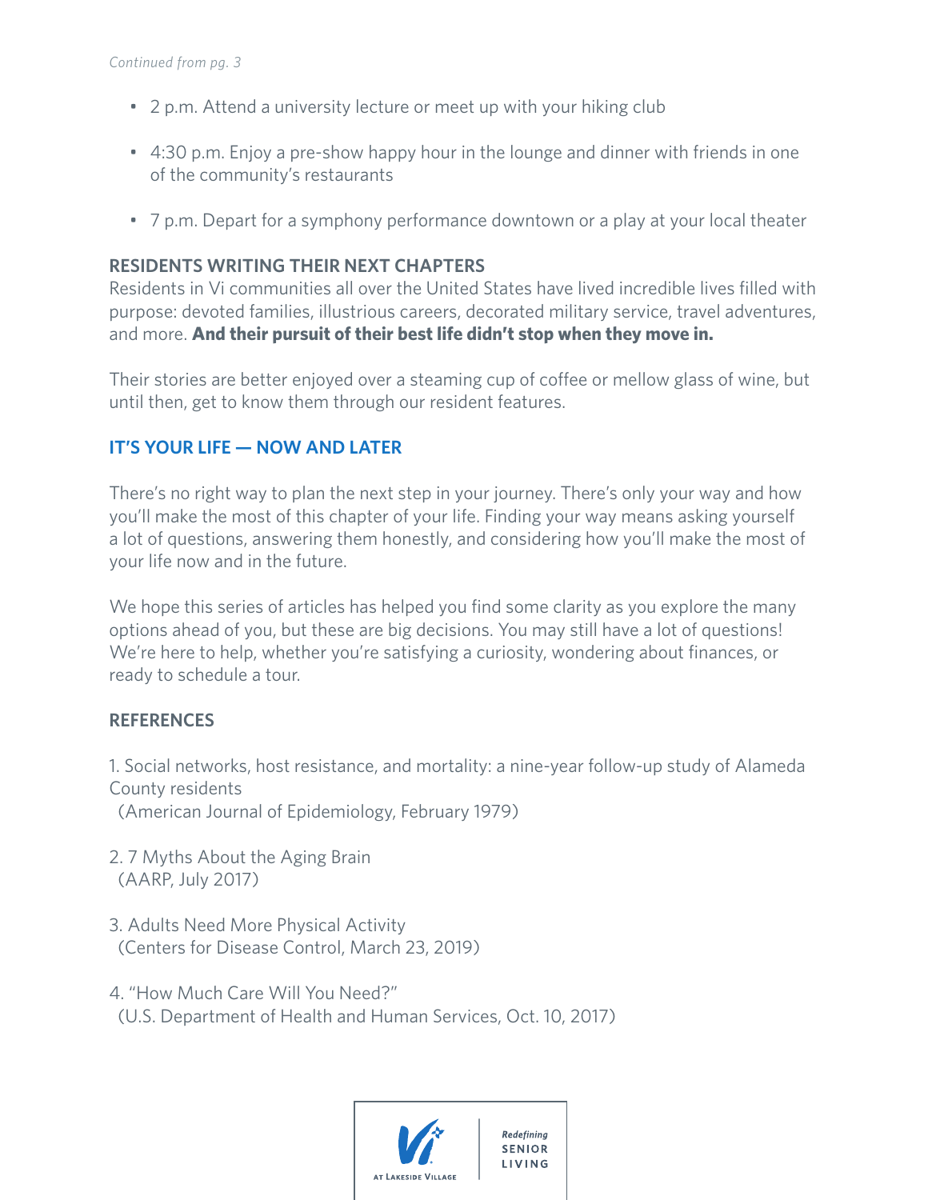*Continued from pg. 3*

- 2 p.m. Attend a university lecture or meet up with your hiking club
- 4:30 p.m. Enjoy a pre-show happy hour in the lounge and dinner with friends in one of the community's restaurants
- 7 p.m. Depart for a symphony performance downtown or a play at your local theater

## RESIDENTS WRITING THEIR NEXT CHAPTERS

Residents in Vi communities all over the United States have lived incredible lives filled with purpose: devoted families, illustrious careers, decorated military service, travel adventures, and more. **And their pursuit of their best life didn't stop when they move in.**

Their stories are better enjoyed over a steaming cup of coffee or mellow glass of wine, but until then, get to know them through our resident features.

## IT'S YOUR LIFE — NOW AND LATER

There's no right way to plan the next step in your journey. There's only your way and how you'll make the most of this chapter of your life. Finding your way means asking yourself a lot of questions, answering them honestly, and considering how you'll make the most of your life now and in the future.

We hope this series of articles has helped you find some clarity as you explore the many options ahead of you, but these are big decisions. You may still have a lot of questions! We're here to help, whether you're satisfying a curiosity, wondering about finances, or ready to schedule a tour.

## REFERENCES

1. Social networks, host resistance, and mortality: a nine-year follow-up study of Alameda County residents
 (American Journal of Epidemiology, February 1979)

2. 7 Myths About the Aging Brain
 (AARP, July 2017)

3. Adults Need More Physical Activity
 (Centers for Disease Control, March 23, 2019)

4. "How Much Care Will You Need?"
 (U.S. Department of Health and Human Services, Oct. 10, 2017)

Vi AT LAKESIDE VILLAGE | *Redefining* SENIOR LIVING